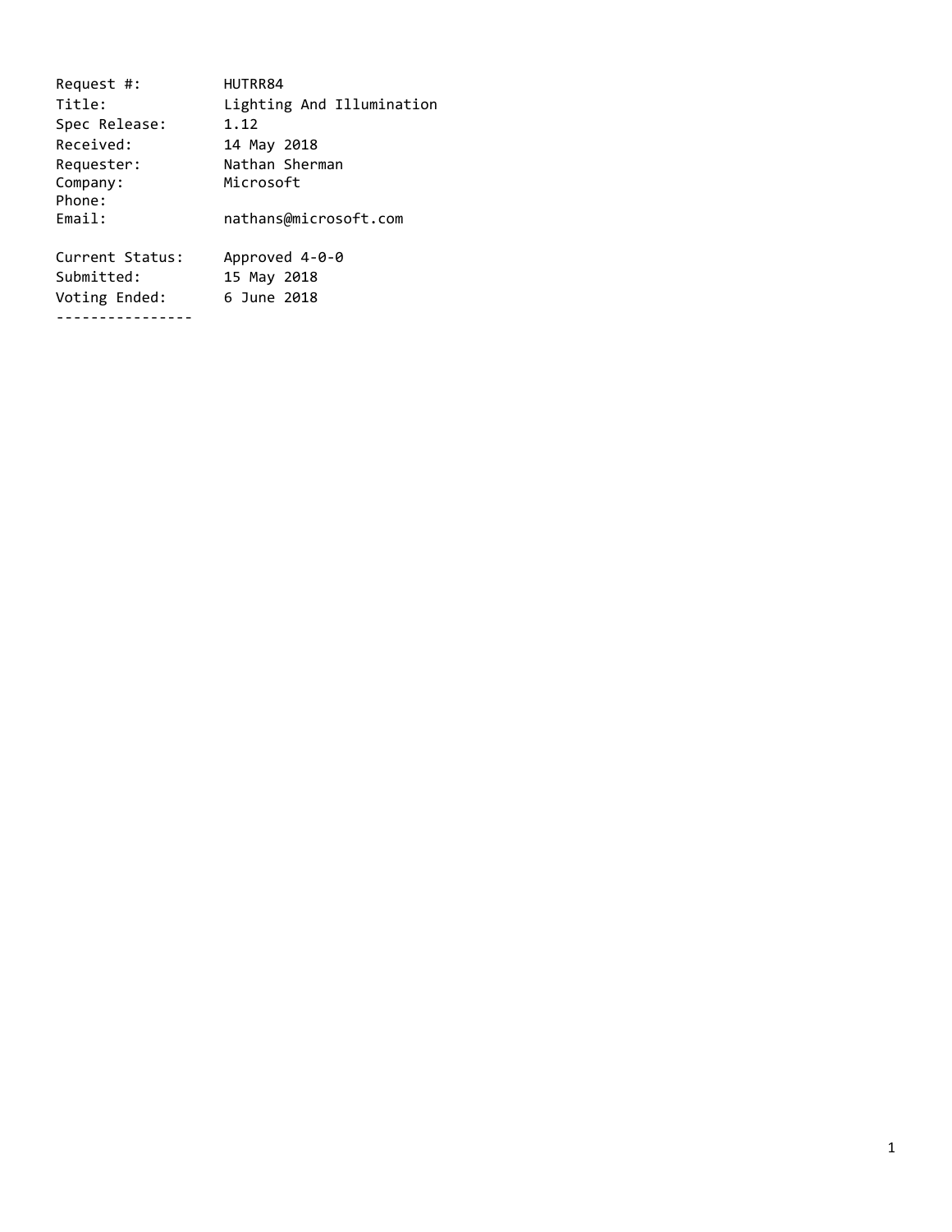```
Request #:        HUTRR84
Title:            Lighting And Illumination
Spec Release:     1.12
Received:         14 May 2018
Requester:        Nathan Sherman
Company:          Microsoft
Phone:
Email:            nathans@microsoft.com

Current Status:   Approved 4-0-0
Submitted:        15 May 2018
Voting Ended:     6 June 2018
----------------
```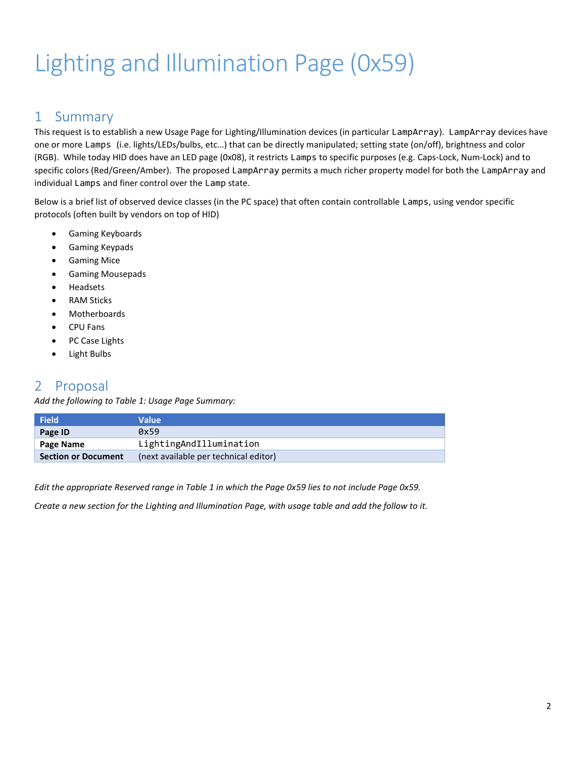# Lighting and Illumination Page (0x59)

## 1 Summary

This request is to establish a new Usage Page for Lighting/Illumination devices (in particular `LampArray`). `LampArray` devices have one or more `Lamps` (i.e. lights/LEDs/bulbs, etc…) that can be directly manipulated; setting state (on/off), brightness and color (RGB). While today HID does have an LED page (0x08), it restricts `Lamps` to specific purposes (e.g. Caps-Lock, Num-Lock) and to specific colors (Red/Green/Amber). The proposed `LampArray` permits a much richer property model for both the `LampArray` and individual `Lamps` and finer control over the `Lamp` state.

Below is a brief list of observed device classes (in the PC space) that often contain controllable `Lamps`, using vendor specific protocols (often built by vendors on top of HID)

- Gaming Keyboards
- Gaming Keypads
- Gaming Mice
- Gaming Mousepads
- Headsets
- RAM Sticks
- Motherboards
- CPU Fans
- PC Case Lights
- Light Bulbs

## 2 Proposal

*Add the following to Table 1: Usage Page Summary:*

| Field | Value |
|---|---|
| **Page ID** | `0x59` |
| **Page Name** | `LightingAndIllumination` |
| **Section or Document** | (next available per technical editor) |

*Edit the appropriate Reserved range in Table 1 in which the Page 0x59 lies to not include Page 0x59.*

*Create a new section for the Lighting and Illumination Page, with usage table and add the follow to it.*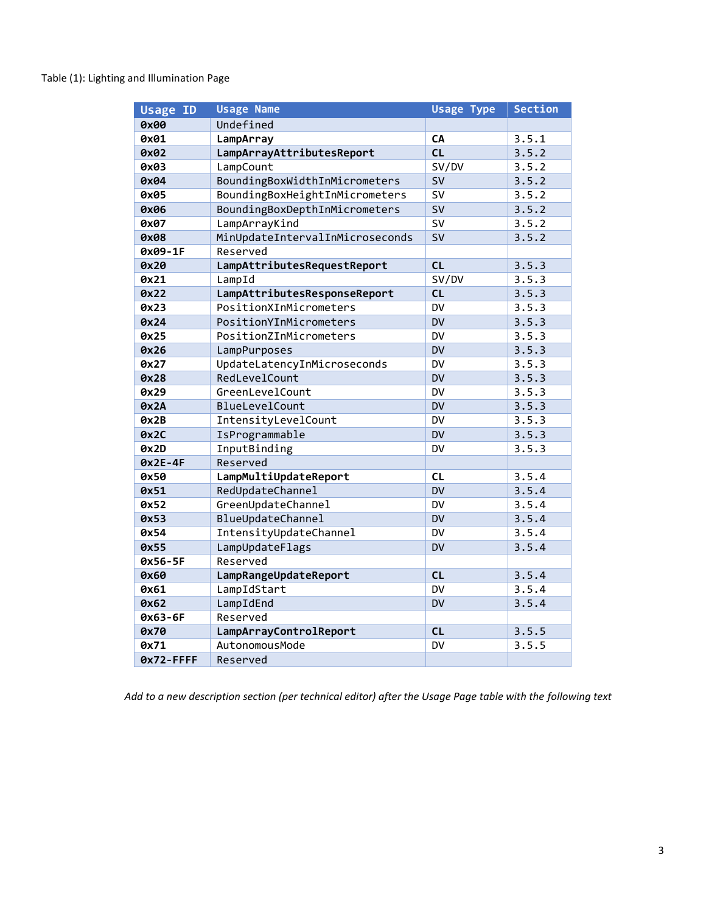Table (1): Lighting and Illumination Page

| Usage ID | Usage Name | Usage Type | Section |
|---|---|---|---|
| **0x00** | Undefined | | |
| **0x01** | **LampArray** | **CA** | 3.5.1 |
| **0x02** | **LampArrayAttributesReport** | **CL** | 3.5.2 |
| **0x03** | LampCount | SV/DV | 3.5.2 |
| **0x04** | BoundingBoxWidthInMicrometers | SV | 3.5.2 |
| **0x05** | BoundingBoxHeightInMicrometers | SV | 3.5.2 |
| **0x06** | BoundingBoxDepthInMicrometers | SV | 3.5.2 |
| **0x07** | LampArrayKind | SV | 3.5.2 |
| **0x08** | MinUpdateIntervalInMicroseconds | SV | 3.5.2 |
| **0x09-1F** | Reserved | | |
| **0x20** | **LampAttributesRequestReport** | **CL** | 3.5.3 |
| **0x21** | LampId | SV/DV | 3.5.3 |
| **0x22** | **LampAttributesResponseReport** | **CL** | 3.5.3 |
| **0x23** | PositionXInMicrometers | DV | 3.5.3 |
| **0x24** | PositionYInMicrometers | DV | 3.5.3 |
| **0x25** | PositionZInMicrometers | DV | 3.5.3 |
| **0x26** | LampPurposes | DV | 3.5.3 |
| **0x27** | UpdateLatencyInMicroseconds | DV | 3.5.3 |
| **0x28** | RedLevelCount | DV | 3.5.3 |
| **0x29** | GreenLevelCount | DV | 3.5.3 |
| **0x2A** | BlueLevelCount | DV | 3.5.3 |
| **0x2B** | IntensityLevelCount | DV | 3.5.3 |
| **0x2C** | IsProgrammable | DV | 3.5.3 |
| **0x2D** | InputBinding | DV | 3.5.3 |
| **0x2E-4F** | Reserved | | |
| **0x50** | **LampMultiUpdateReport** | **CL** | 3.5.4 |
| **0x51** | RedUpdateChannel | DV | 3.5.4 |
| **0x52** | GreenUpdateChannel | DV | 3.5.4 |
| **0x53** | BlueUpdateChannel | DV | 3.5.4 |
| **0x54** | IntensityUpdateChannel | DV | 3.5.4 |
| **0x55** | LampUpdateFlags | DV | 3.5.4 |
| **0x56-5F** | Reserved | | |
| **0x60** | **LampRangeUpdateReport** | **CL** | 3.5.4 |
| **0x61** | LampIdStart | DV | 3.5.4 |
| **0x62** | LampIdEnd | DV | 3.5.4 |
| **0x63-6F** | Reserved | | |
| **0x70** | **LampArrayControlReport** | **CL** | 3.5.5 |
| **0x71** | AutonomousMode | DV | 3.5.5 |
| **0x72-FFFF** | Reserved | | |

*Add to a new description section (per technical editor) after the Usage Page table with the following text*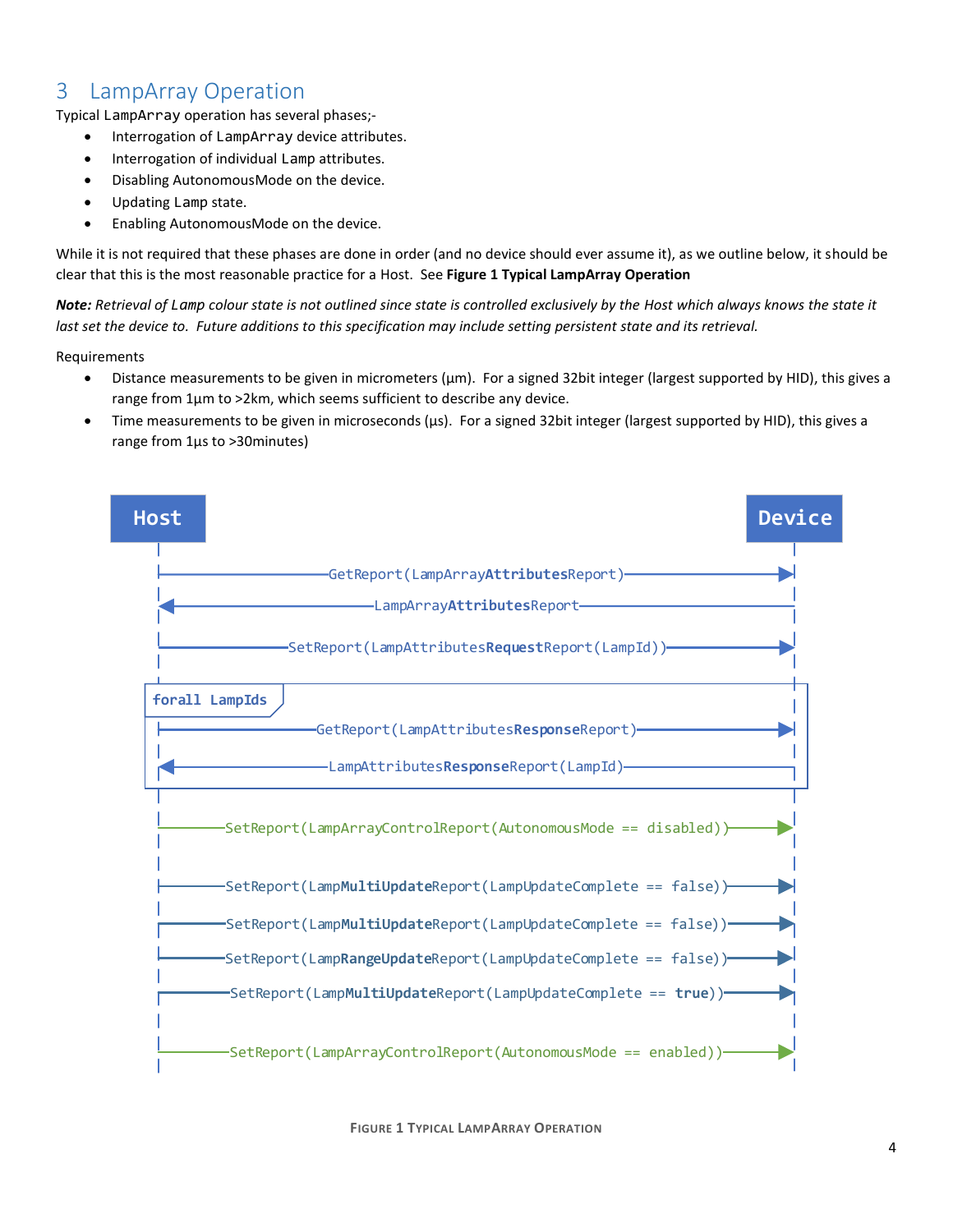# 3 LampArray Operation

Typical LampArray operation has several phases;-

- Interrogation of LampArray device attributes.
- Interrogation of individual Lamp attributes.
- Disabling AutonomousMode on the device.
- Updating Lamp state.
- Enabling AutonomousMode on the device.

While it is not required that these phases are done in order (and no device should ever assume it), as we outline below, it should be clear that this is the most reasonable practice for a Host. See **Figure 1 Typical LampArray Operation**

***Note:*** *Retrieval of Lamp colour state is not outlined since state is controlled exclusively by the Host which always knows the state it last set the device to. Future additions to this specification may include setting persistent state and its retrieval.*

Requirements

- Distance measurements to be given in micrometers (µm). For a signed 32bit integer (largest supported by HID), this gives a range from 1µm to >2km, which seems sufficient to describe any device.
- Time measurements to be given in microseconds (µs). For a signed 32bit integer (largest supported by HID), this gives a range from 1µs to >30minutes)

```
Host                                                                          Device
 |-------------------GetReport(LampArrayAttributesReport)------------------->|
 |<------------------------LampArrayAttributesReport-------------------------|
 |----------SetReport(LampAttributesRequestReport(LampId))------------------>|
 +-forall LampIds-------------------------------------------------------------+
 | |-------------GetReport(LampAttributesResponseReport)-------------------->| |
 | |<----------------LampAttributesResponseReport(LampId)--------------------| |
 +----------------------------------------------------------------------------+
 |-----SetReport(LampArrayControlReport(AutonomousMode == disabled))-------->|
 |-----SetReport(LampMultiUpdateReport(LampUpdateComplete == false))-------->|
 |-----SetReport(LampMultiUpdateReport(LampUpdateComplete == false))-------->|
 |-----SetReport(LampRangeUpdateReport(LampUpdateComplete == false))-------->|
 |-----SetReport(LampMultiUpdateReport(LampUpdateComplete == true))--------->|
 |-----SetReport(LampArrayControlReport(AutonomousMode == enabled))--------->|
```

FIGURE 1 TYPICAL LAMPARRAY OPERATION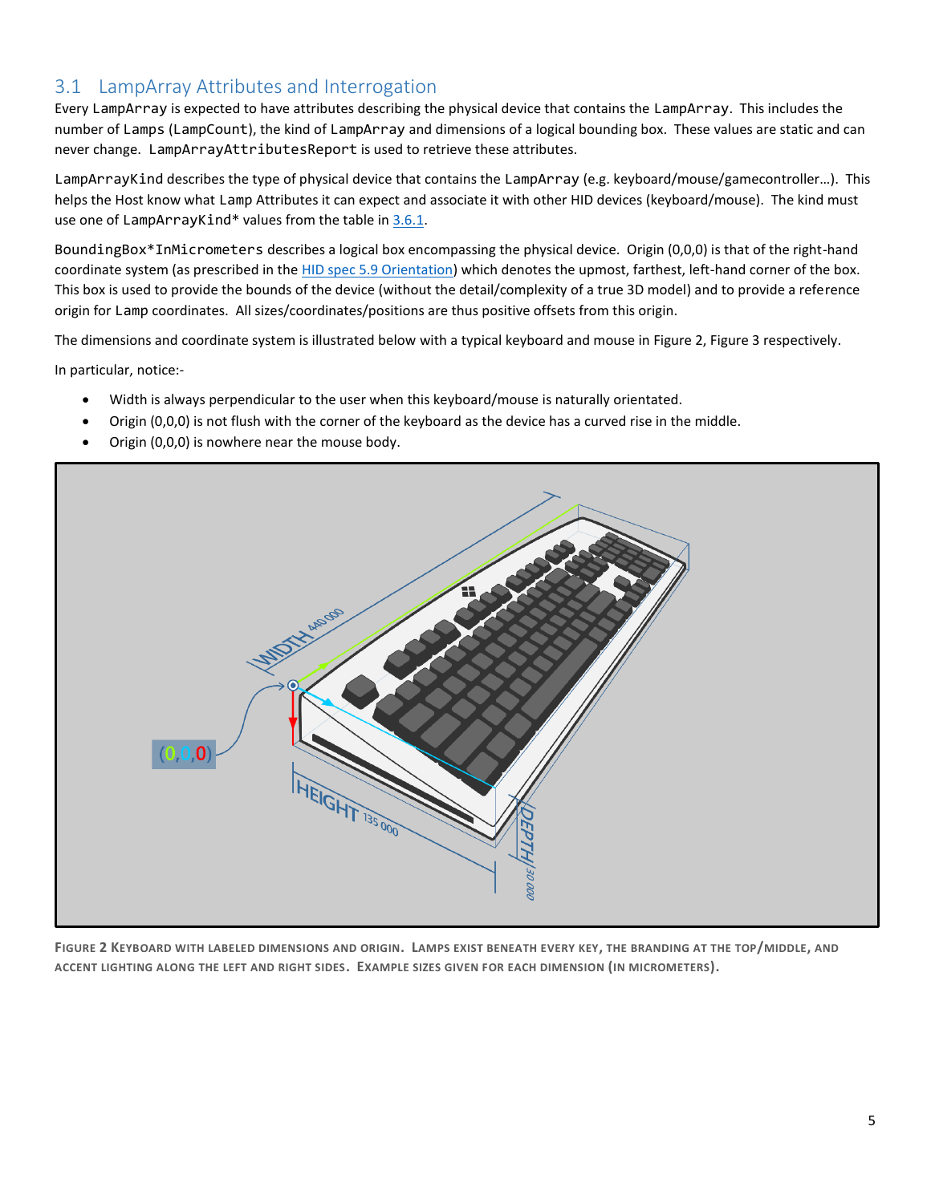## 3.1 LampArray Attributes and Interrogation

Every LampArray is expected to have attributes describing the physical device that contains the LampArray. This includes the number of Lamps (LampCount), the kind of LampArray and dimensions of a logical bounding box. These values are static and can never change. LampArrayAttributesReport is used to retrieve these attributes.

LampArrayKind describes the type of physical device that contains the LampArray (e.g. keyboard/mouse/gamecontroller…). This helps the Host know what Lamp Attributes it can expect and associate it with other HID devices (keyboard/mouse). The kind must use one of LampArrayKind* values from the table in 3.6.1.

BoundingBox*InMicrometers describes a logical box encompassing the physical device. Origin (0,0,0) is that of the right-hand coordinate system (as prescribed in the HID spec 5.9 Orientation) which denotes the upmost, farthest, left-hand corner of the box. This box is used to provide the bounds of the device (without the detail/complexity of a true 3D model) and to provide a reference origin for Lamp coordinates. All sizes/coordinates/positions are thus positive offsets from this origin.

The dimensions and coordinate system is illustrated below with a typical keyboard and mouse in Figure 2, Figure 3 respectively.

In particular, notice:-

- Width is always perpendicular to the user when this keyboard/mouse is naturally orientated.
- Origin (0,0,0) is not flush with the corner of the keyboard as the device has a curved rise in the middle.
- Origin (0,0,0) is nowhere near the mouse body.

FIGURE 2 KEYBOARD WITH LABELED DIMENSIONS AND ORIGIN. LAMPS EXIST BENEATH EVERY KEY, THE BRANDING AT THE TOP/MIDDLE, AND ACCENT LIGHTING ALONG THE LEFT AND RIGHT SIDES. EXAMPLE SIZES GIVEN FOR EACH DIMENSION (IN MICROMETERS).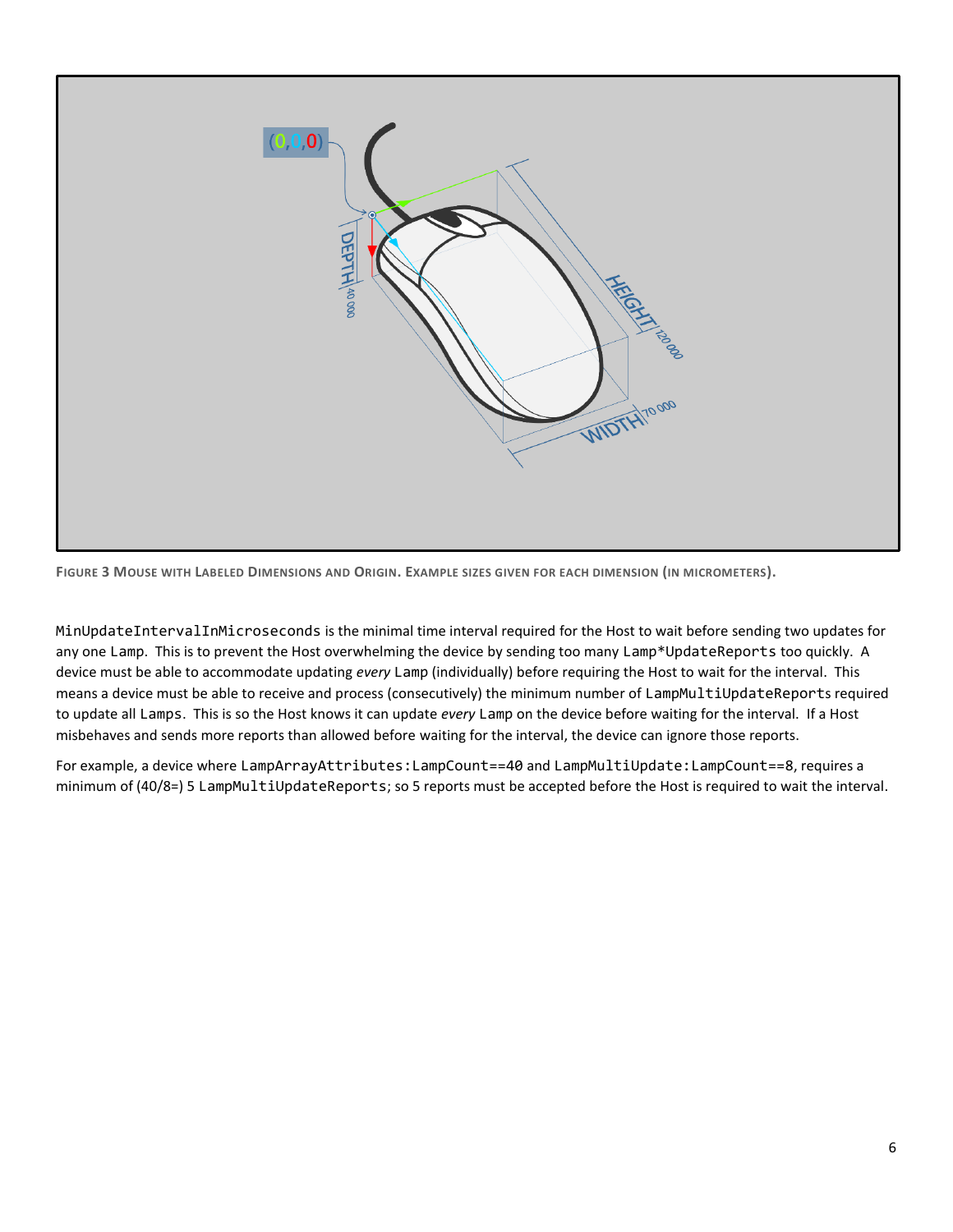**Figure 3 Mouse with Labeled Dimensions and Origin. Example sizes given for each dimension (in micrometers).**

`MinUpdateIntervalInMicroseconds` is the minimal time interval required for the Host to wait before sending two updates for any one `Lamp`. This is to prevent the Host overwhelming the device by sending too many `Lamp*UpdateReports` too quickly. A device must be able to accommodate updating *every* `Lamp` (individually) before requiring the Host to wait for the interval. This means a device must be able to receive and process (consecutively) the minimum number of `LampMultiUpdateReports` required to update all `Lamps`. This is so the Host knows it can update *every* `Lamp` on the device before waiting for the interval. If a Host misbehaves and sends more reports than allowed before waiting for the interval, the device can ignore those reports.

For example, a device where `LampArrayAttributes:LampCount==40` and `LampMultiUpdate:LampCount==8`, requires a minimum of (40/8=) 5 `LampMultiUpdateReports`; so 5 reports must be accepted before the Host is required to wait the interval.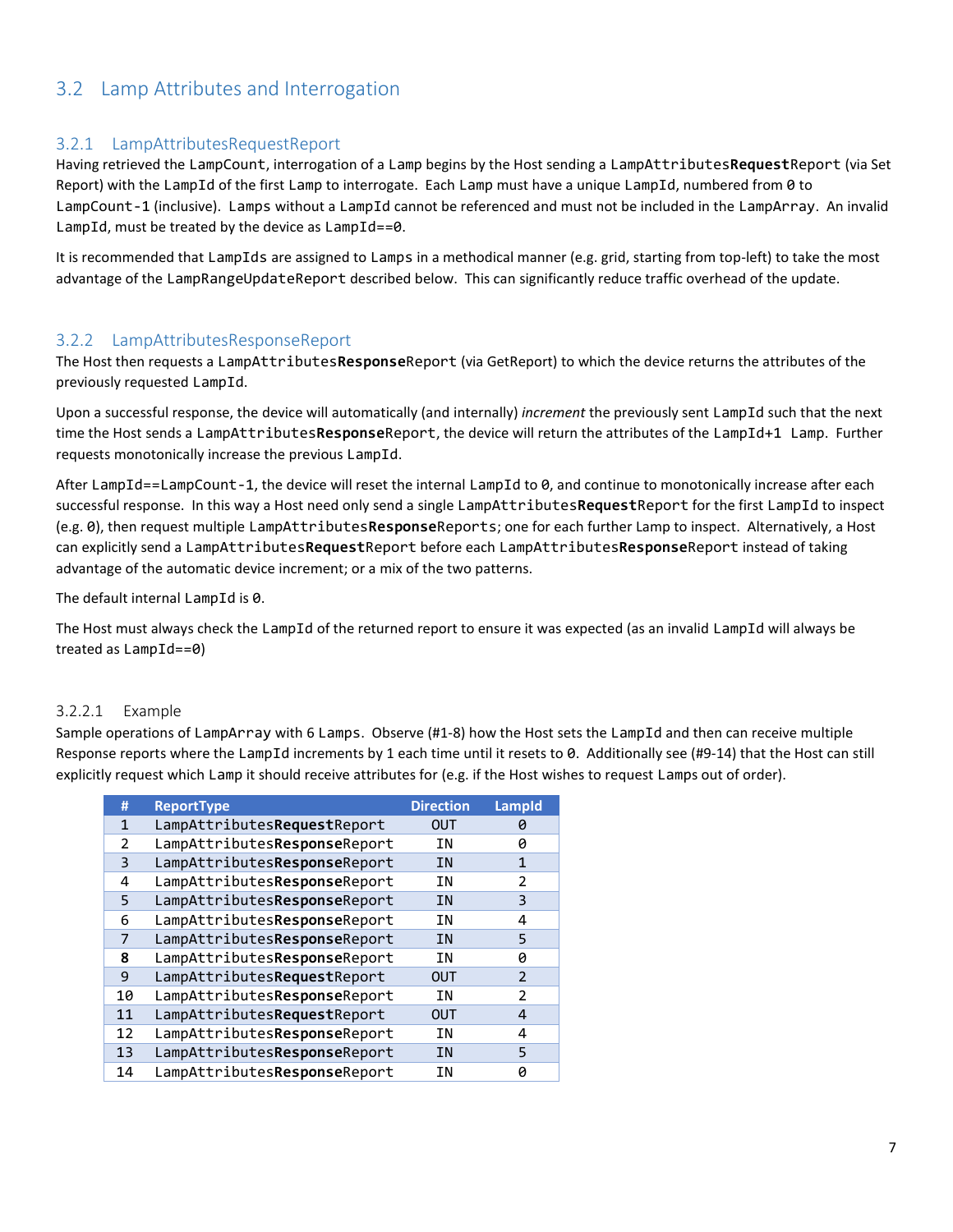## 3.2 Lamp Attributes and Interrogation

### 3.2.1 LampAttributesRequestReport

Having retrieved the `LampCount`, interrogation of a `Lamp` begins by the Host sending a `LampAttributes`**`Request`**`Report` (via Set Report) with the `LampId` of the first `Lamp` to interrogate. Each `Lamp` must have a unique `LampId`, numbered from `0` to `LampCount-1` (inclusive). `Lamps` without a `LampId` cannot be referenced and must not be included in the `LampArray`. An invalid `LampId`, must be treated by the device as `LampId==0`.

It is recommended that `LampIds` are assigned to `Lamps` in a methodical manner (e.g. grid, starting from top-left) to take the most advantage of the `LampRangeUpdateReport` described below. This can significantly reduce traffic overhead of the update.

### 3.2.2 LampAttributesResponseReport

The Host then requests a `LampAttributes`**`Response`**`Report` (via GetReport) to which the device returns the attributes of the previously requested `LampId`.

Upon a successful response, the device will automatically (and internally) *increment* the previously sent `LampId` such that the next time the Host sends a `LampAttributes`**`Response`**`Report`, the device will return the attributes of the `LampId+1 Lamp`. Further requests monotonically increase the previous `LampId`.

After `LampId==LampCount-1`, the device will reset the internal `LampId` to `0`, and continue to monotonically increase after each successful response. In this way a Host need only send a single `LampAttributes`**`Request`**`Report` for the first `LampId` to inspect (e.g. `0`), then request multiple `LampAttributes`**`Response`**`Reports`; one for each further Lamp to inspect. Alternatively, a Host can explicitly send a `LampAttributes`**`Request`**`Report` before each `LampAttributes`**`Response`**`Report` instead of taking advantage of the automatic device increment; or a mix of the two patterns.

The default internal `LampId` is `0`.

The Host must always check the `LampId` of the returned report to ensure it was expected (as an invalid `LampId` will always be treated as `LampId==0`)

#### 3.2.2.1 Example

Sample operations of `LampArray` with 6 `Lamps`. Observe (#1-8) how the Host sets the `LampId` and then can receive multiple Response reports where the `LampId` increments by 1 each time until it resets to `0`. Additionally see (#9-14) that the Host can still explicitly request which `Lamp` it should receive attributes for (e.g. if the Host wishes to request `Lamps` out of order).

| # | ReportType | Direction | LampId |
|---|---|---|---|
| 1 | LampAttributes**Request**Report | OUT | 0 |
| 2 | LampAttributes**Response**Report | IN | 0 |
| 3 | LampAttributes**Response**Report | IN | 1 |
| 4 | LampAttributes**Response**Report | IN | 2 |
| 5 | LampAttributes**Response**Report | IN | 3 |
| 6 | LampAttributes**Response**Report | IN | 4 |
| 7 | LampAttributes**Response**Report | IN | 5 |
| 8 | LampAttributes**Response**Report | IN | 0 |
| 9 | LampAttributes**Request**Report | OUT | 2 |
| 10 | LampAttributes**Response**Report | IN | 2 |
| 11 | LampAttributes**Request**Report | OUT | 4 |
| 12 | LampAttributes**Response**Report | IN | 4 |
| 13 | LampAttributes**Response**Report | IN | 5 |
| 14 | LampAttributes**Response**Report | IN | 0 |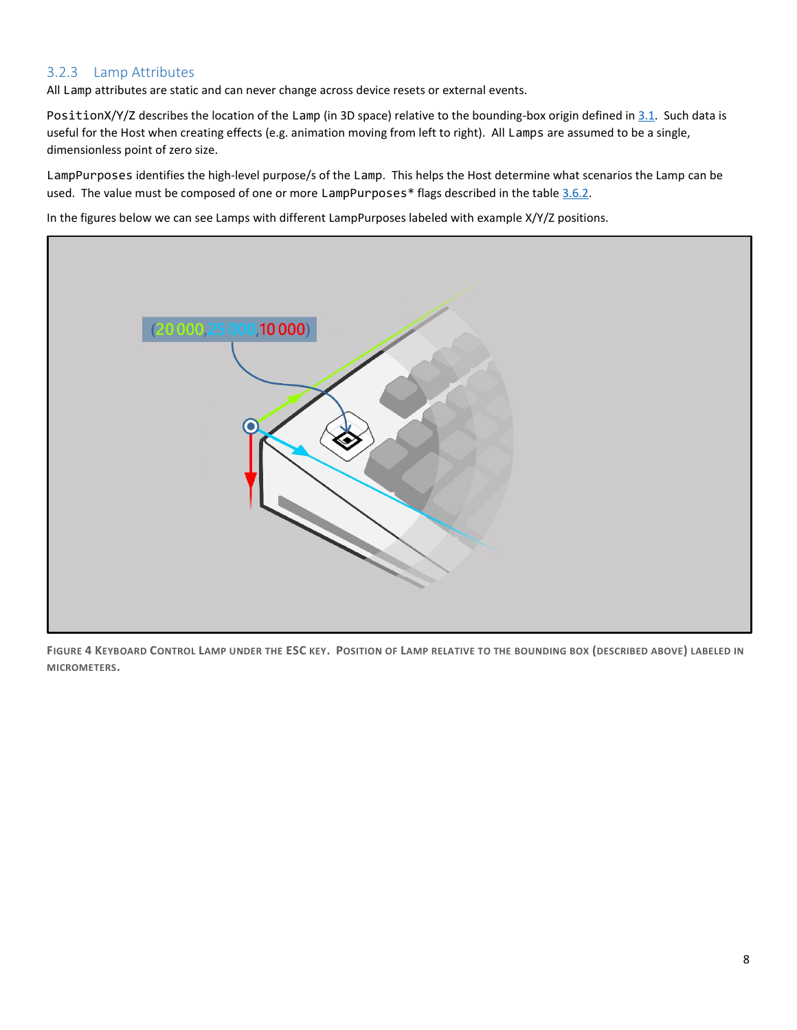### 3.2.3 Lamp Attributes

All Lamp attributes are static and can never change across device resets or external events.

PositionX/Y/Z describes the location of the Lamp (in 3D space) relative to the bounding-box origin defined in 3.1. Such data is useful for the Host when creating effects (e.g. animation moving from left to right). All Lamps are assumed to be a single, dimensionless point of zero size.

LampPurposes identifies the high-level purpose/s of the Lamp. This helps the Host determine what scenarios the Lamp can be used. The value must be composed of one or more LampPurposes* flags described in the table 3.6.2.

In the figures below we can see Lamps with different LampPurposes labeled with example X/Y/Z positions.

FIGURE 4 KEYBOARD CONTROL LAMP UNDER THE ESC KEY. POSITION OF LAMP RELATIVE TO THE BOUNDING BOX (DESCRIBED ABOVE) LABELED IN MICROMETERS.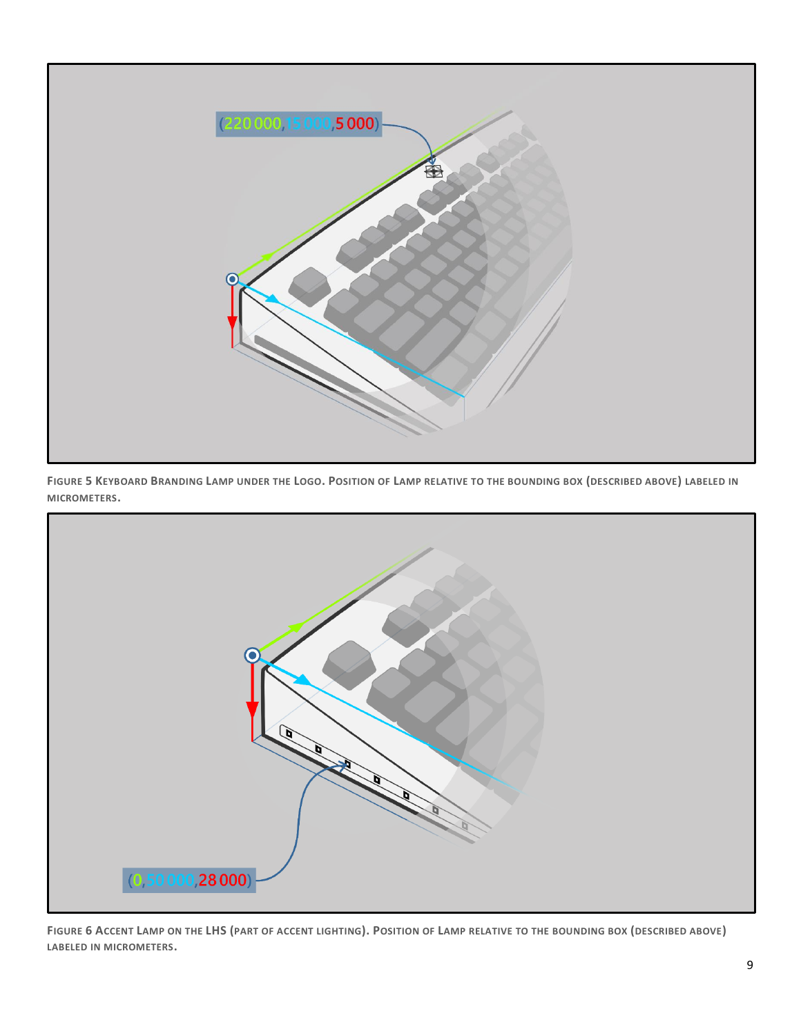Figure 5 Keyboard Branding Lamp under the Logo. Position of Lamp relative to the bounding box (described above) labeled in micrometers.

Figure 6 Accent Lamp on the LHS (part of accent lighting). Position of Lamp relative to the bounding box (described above) labeled in micrometers.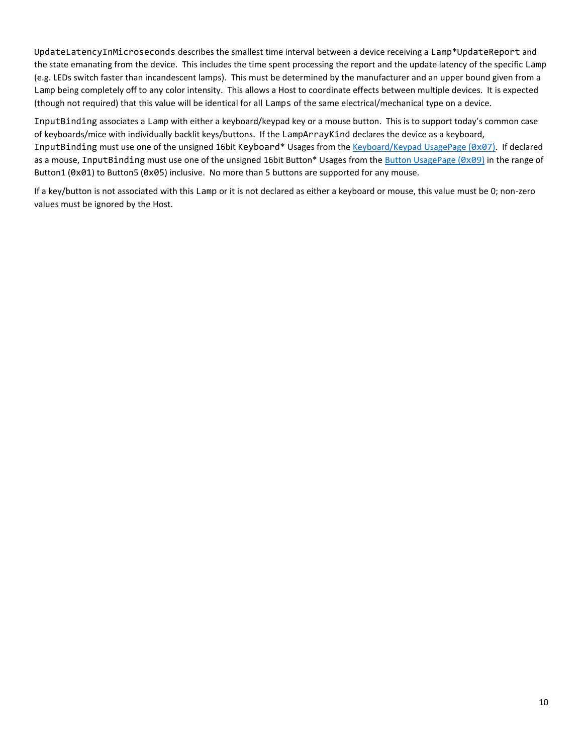`UpdateLatencyInMicroseconds` describes the smallest time interval between a device receiving a `Lamp*UpdateReport` and the state emanating from the device. This includes the time spent processing the report and the update latency of the specific `Lamp` (e.g. LEDs switch faster than incandescent lamps). This must be determined by the manufacturer and an upper bound given from a `Lamp` being completely off to any color intensity. This allows a Host to coordinate effects between multiple devices. It is expected (though not required) that this value will be identical for all `Lamps` of the same electrical/mechanical type on a device.

`InputBinding` associates a `Lamp` with either a keyboard/keypad key or a mouse button. This is to support today's common case of keyboards/mice with individually backlit keys/buttons. If the `LampArrayKind` declares the device as a keyboard, `InputBinding` must use one of the unsigned 16bit `Keyboard*` Usages from the [Keyboard/Keypad UsagePage (`0x07`)](). If declared as a mouse, `InputBinding` must use one of the unsigned 16bit Button* Usages from the [Button UsagePage (`0x09`)]() in the range of Button1 (`0x01`) to Button5 (`0x05`) inclusive. No more than 5 buttons are supported for any mouse.

If a key/button is not associated with this `Lamp` or it is not declared as either a keyboard or mouse, this value must be 0; non-zero values must be ignored by the Host.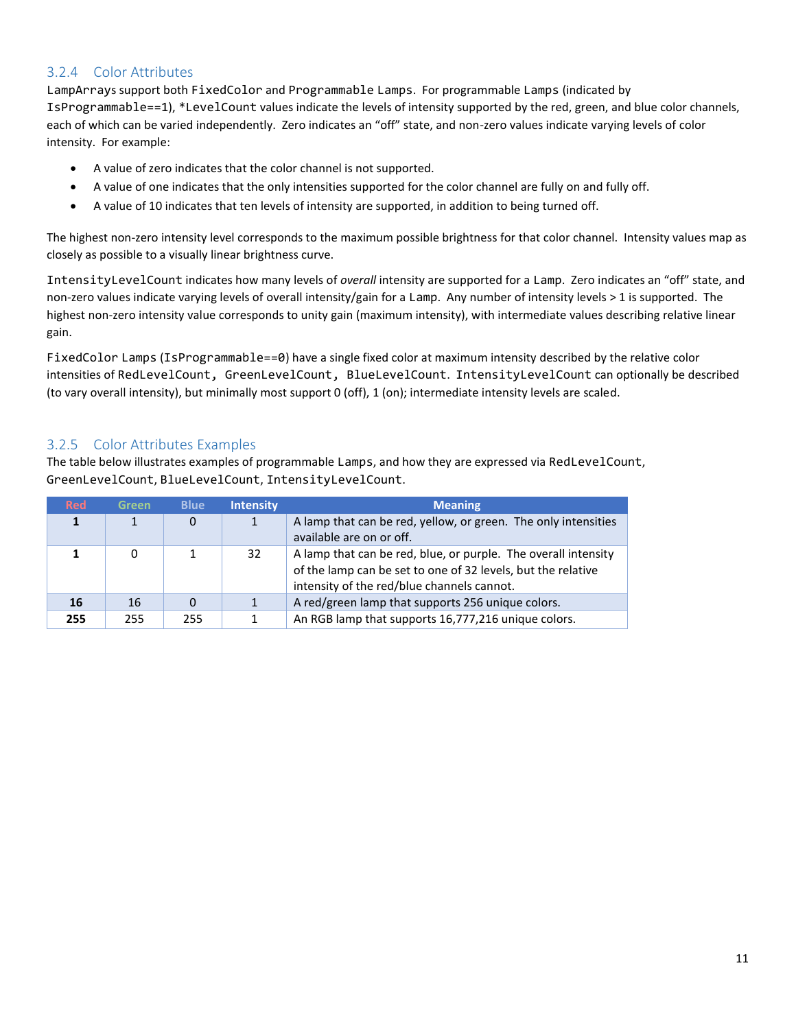### 3.2.4 Color Attributes

`LampArrays` support both `FixedColor` and `Programmable Lamps`. For programmable `Lamps` (indicated by `IsProgrammable==1`), `*LevelCount` values indicate the levels of intensity supported by the red, green, and blue color channels, each of which can be varied independently. Zero indicates an "off" state, and non-zero values indicate varying levels of color intensity. For example:

- A value of zero indicates that the color channel is not supported.
- A value of one indicates that the only intensities supported for the color channel are fully on and fully off.
- A value of 10 indicates that ten levels of intensity are supported, in addition to being turned off.

The highest non-zero intensity level corresponds to the maximum possible brightness for that color channel. Intensity values map as closely as possible to a visually linear brightness curve.

`IntensityLevelCount` indicates how many levels of *overall* intensity are supported for a `Lamp`. Zero indicates an "off" state, and non-zero values indicate varying levels of overall intensity/gain for a `Lamp`. Any number of intensity levels > 1 is supported. The highest non-zero intensity value corresponds to unity gain (maximum intensity), with intermediate values describing relative linear gain.

`FixedColor Lamps` (`IsProgrammable==0`) have a single fixed color at maximum intensity described by the relative color intensities of `RedLevelCount, GreenLevelCount, BlueLevelCount`. `IntensityLevelCount` can optionally be described (to vary overall intensity), but minimally most support 0 (off), 1 (on); intermediate intensity levels are scaled.

### 3.2.5 Color Attributes Examples

The table below illustrates examples of programmable `Lamps`, and how they are expressed via `RedLevelCount`, `GreenLevelCount`, `BlueLevelCount`, `IntensityLevelCount`.

| Red | Green | Blue | Intensity | Meaning |
|---|---|---|---|---|
| **1** | 1 | 0 | 1 | A lamp that can be red, yellow, or green. The only intensities available are on or off. |
| **1** | 0 | 1 | 32 | A lamp that can be red, blue, or purple. The overall intensity of the lamp can be set to one of 32 levels, but the relative intensity of the red/blue channels cannot. |
| **16** | 16 | 0 | 1 | A red/green lamp that supports 256 unique colors. |
| **255** | 255 | 255 | 1 | An RGB lamp that supports 16,777,216 unique colors. |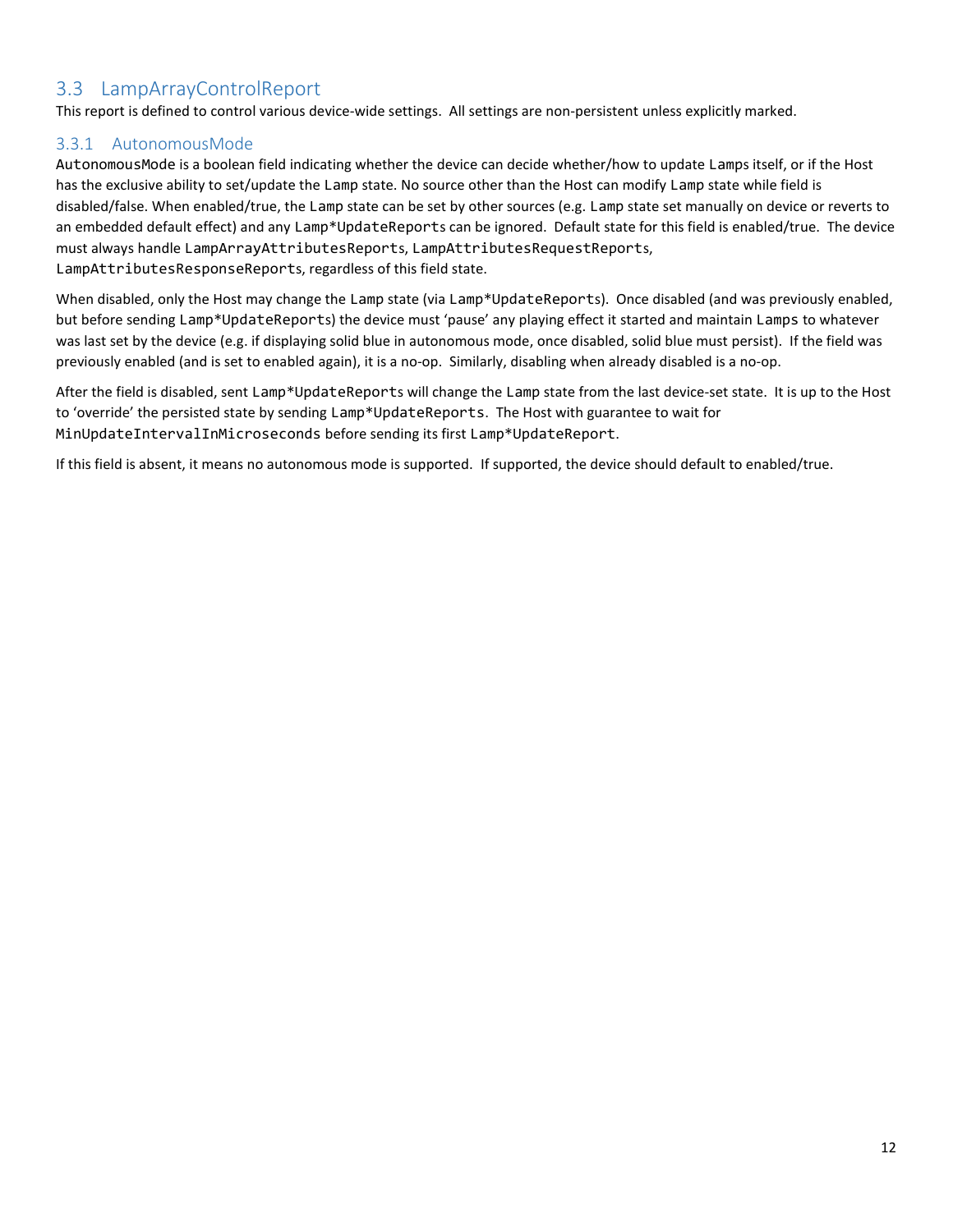## 3.3 LampArrayControlReport

This report is defined to control various device-wide settings. All settings are non-persistent unless explicitly marked.

### 3.3.1 AutonomousMode

`AutonomousMode` is a boolean field indicating whether the device can decide whether/how to update `Lamps` itself, or if the Host has the exclusive ability to set/update the `Lamp` state. No source other than the Host can modify `Lamp` state while field is disabled/false. When enabled/true, the `Lamp` state can be set by other sources (e.g. `Lamp` state set manually on device or reverts to an embedded default effect) and any `Lamp*UpdateReports` can be ignored. Default state for this field is enabled/true. The device must always handle `LampArrayAttributesReports`, `LampAttributesRequestReports`, `LampAttributesResponseReports`, regardless of this field state.

When disabled, only the Host may change the `Lamp` state (via `Lamp*UpdateReports`). Once disabled (and was previously enabled, but before sending `Lamp*UpdateReports`) the device must 'pause' any playing effect it started and maintain `Lamps` to whatever was last set by the device (e.g. if displaying solid blue in autonomous mode, once disabled, solid blue must persist). If the field was previously enabled (and is set to enabled again), it is a no-op. Similarly, disabling when already disabled is a no-op.

After the field is disabled, sent `Lamp*UpdateReports` will change the `Lamp` state from the last device-set state. It is up to the Host to 'override' the persisted state by sending `Lamp*UpdateReports`. The Host with guarantee to wait for `MinUpdateIntervalInMicroseconds` before sending its first `Lamp*UpdateReport`.

If this field is absent, it means no autonomous mode is supported. If supported, the device should default to enabled/true.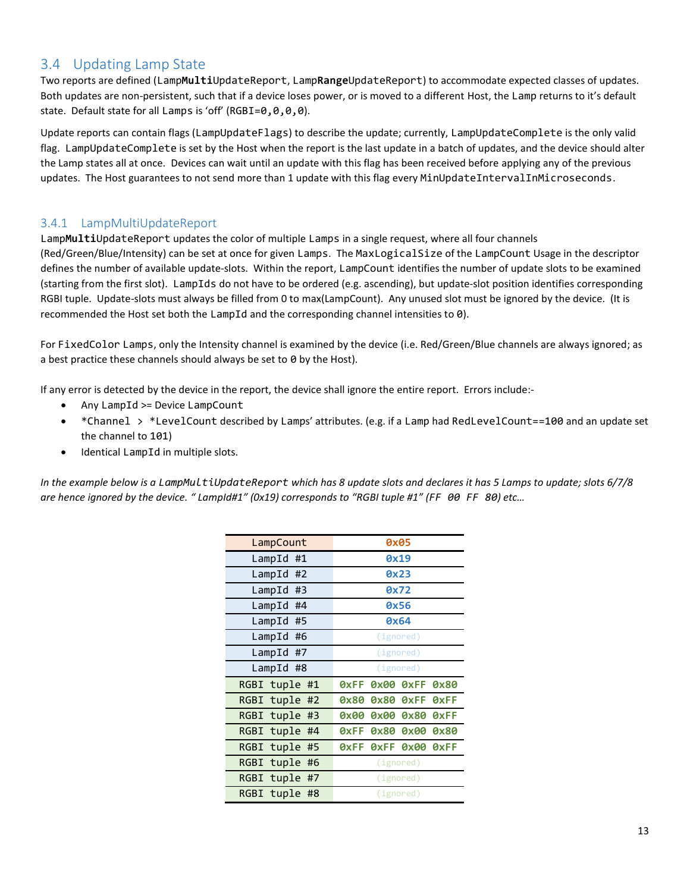## 3.4 Updating Lamp State

Two reports are defined (Lamp**Multi**UpdateReport, Lamp**Range**UpdateReport) to accommodate expected classes of updates. Both updates are non-persistent, such that if a device loses power, or is moved to a different Host, the Lamp returns to it's default state. Default state for all Lamps is 'off' (RGBI=0,0,0,0).

Update reports can contain flags (LampUpdateFlags) to describe the update; currently, LampUpdateComplete is the only valid flag. LampUpdateComplete is set by the Host when the report is the last update in a batch of updates, and the device should alter the Lamp states all at once. Devices can wait until an update with this flag has been received before applying any of the previous updates. The Host guarantees to not send more than 1 update with this flag every MinUpdateIntervalInMicroseconds.

### 3.4.1 LampMultiUpdateReport

Lamp**Multi**UpdateReport updates the color of multiple Lamps in a single request, where all four channels (Red/Green/Blue/Intensity) can be set at once for given Lamps. The MaxLogicalSize of the LampCount Usage in the descriptor defines the number of available update-slots. Within the report, LampCount identifies the number of update slots to be examined (starting from the first slot). LampIds do not have to be ordered (e.g. ascending), but update-slot position identifies corresponding RGBI tuple. Update-slots must always be filled from 0 to max(LampCount). Any unused slot must be ignored by the device. (It is recommended the Host set both the LampId and the corresponding channel intensities to 0).

For FixedColor Lamps, only the Intensity channel is examined by the device (i.e. Red/Green/Blue channels are always ignored; as a best practice these channels should always be set to 0 by the Host).

If any error is detected by the device in the report, the device shall ignore the entire report. Errors include:-

- Any LampId >= Device LampCount
- *Channel > *LevelCount described by Lamps' attributes. (e.g. if a Lamp had RedLevelCount==100 and an update set the channel to 101)
- Identical LampId in multiple slots.

*In the example below is a LampMultiUpdateReport which has 8 update slots and declares it has 5 Lamps to update; slots 6/7/8 are hence ignored by the device. " LampId#1" (0x19) corresponds to "RGBI tuple #1" (FF 00 FF 80) etc…*

| Field | Value |
|---|---|
| LampCount | 0x05 |
| LampId #1 | 0x19 |
| LampId #2 | 0x23 |
| LampId #3 | 0x72 |
| LampId #4 | 0x56 |
| LampId #5 | 0x64 |
| LampId #6 | (ignored) |
| LampId #7 | (ignored) |
| LampId #8 | (ignored) |
| RGBI tuple #1 | 0xFF 0x00 0xFF 0x80 |
| RGBI tuple #2 | 0x80 0x80 0xFF 0xFF |
| RGBI tuple #3 | 0x00 0x00 0x80 0xFF |
| RGBI tuple #4 | 0xFF 0x80 0x00 0x80 |
| RGBI tuple #5 | 0xFF 0xFF 0x00 0xFF |
| RGBI tuple #6 | (ignored) |
| RGBI tuple #7 | (ignored) |
| RGBI tuple #8 | (ignored) |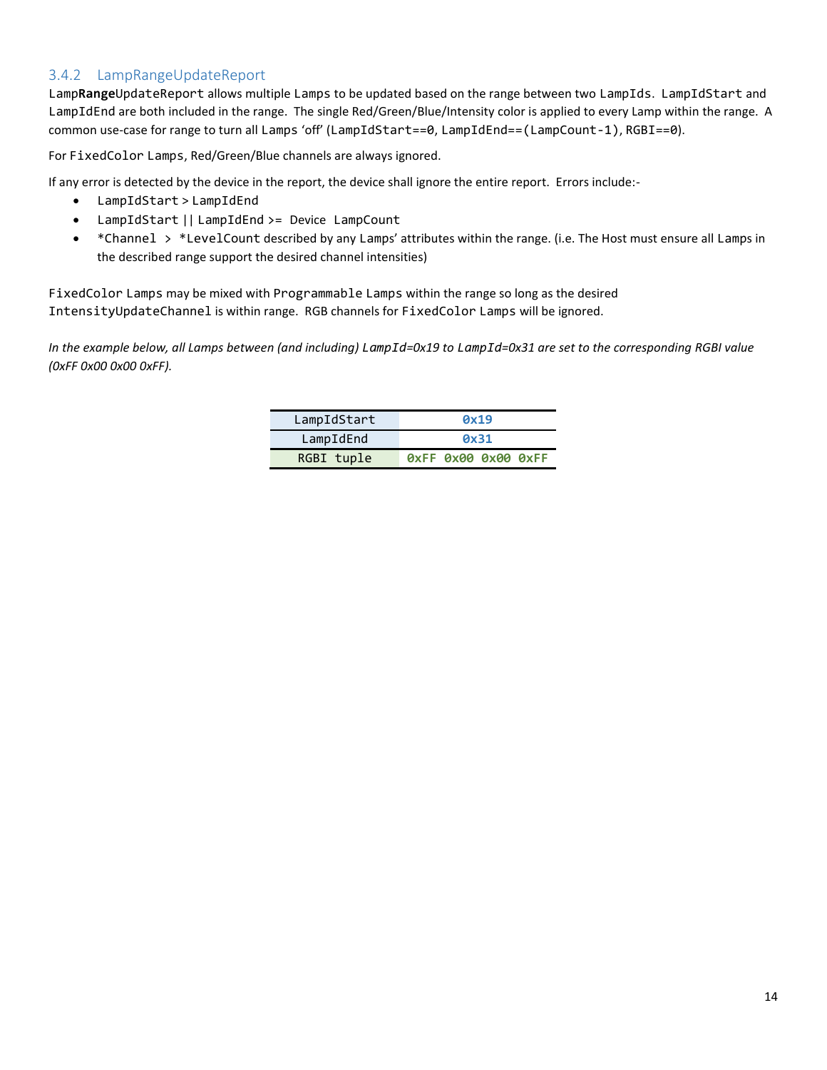### 3.4.2 LampRangeUpdateReport

Lamp**Range**UpdateReport allows multiple Lamps to be updated based on the range between two LampIds. LampIdStart and LampIdEnd are both included in the range. The single Red/Green/Blue/Intensity color is applied to every Lamp within the range. A common use-case for range to turn all Lamps 'off' (LampIdStart==0, LampIdEnd==(LampCount-1), RGBI==0).

For FixedColor Lamps, Red/Green/Blue channels are always ignored.

If any error is detected by the device in the report, the device shall ignore the entire report. Errors include:-

- LampIdStart > LampIdEnd
- LampIdStart || LampIdEnd >= Device LampCount
- *Channel > *LevelCount described by any Lamps' attributes within the range. (i.e. The Host must ensure all Lamps in the described range support the desired channel intensities)

FixedColor Lamps may be mixed with Programmable Lamps within the range so long as the desired IntensityUpdateChannel is within range. RGB channels for FixedColor Lamps will be ignored.

*In the example below, all Lamps between (and including) LampId=0x19 to LampId=0x31 are set to the corresponding RGBI value (0xFF 0x00 0x00 0xFF).*

| | |
|---|---|
| LampIdStart | **0x19** |
| LampIdEnd | **0x31** |
| RGBI tuple | **0xFF 0x00 0x00 0xFF** |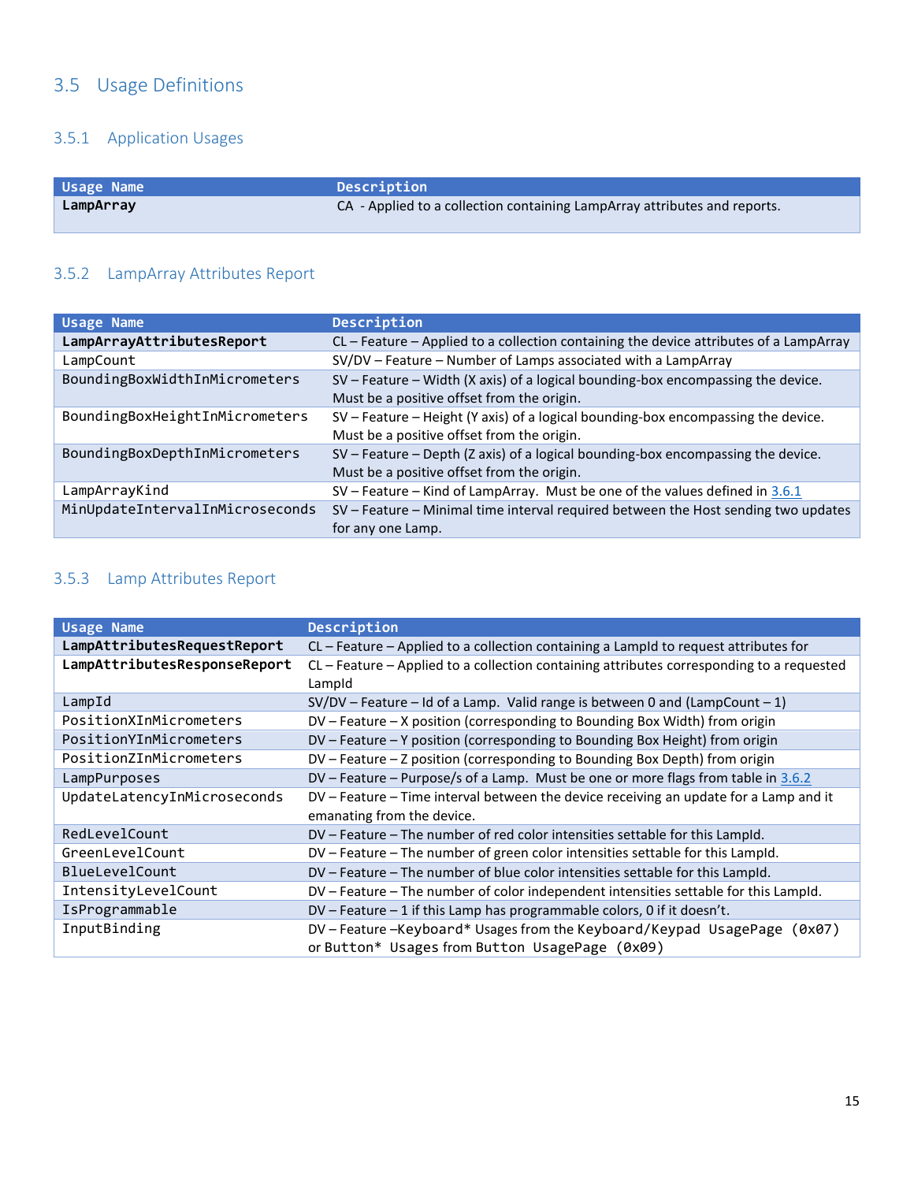## 3.5 Usage Definitions

### 3.5.1 Application Usages

| Usage Name | Description |
|---|---|
| **LampArray** | CA - Applied to a collection containing LampArray attributes and reports. |

### 3.5.2 LampArray Attributes Report

| Usage Name | Description |
|---|---|
| **LampArrayAttributesReport** | CL – Feature – Applied to a collection containing the device attributes of a LampArray |
| LampCount | SV/DV – Feature – Number of Lamps associated with a LampArray |
| BoundingBoxWidthInMicrometers | SV – Feature – Width (X axis) of a logical bounding-box encompassing the device. Must be a positive offset from the origin. |
| BoundingBoxHeightInMicrometers | SV – Feature – Height (Y axis) of a logical bounding-box encompassing the device. Must be a positive offset from the origin. |
| BoundingBoxDepthInMicrometers | SV – Feature – Depth (Z axis) of a logical bounding-box encompassing the device. Must be a positive offset from the origin. |
| LampArrayKind | SV – Feature – Kind of LampArray. Must be one of the values defined in 3.6.1 |
| MinUpdateIntervalInMicroseconds | SV – Feature – Minimal time interval required between the Host sending two updates for any one Lamp. |

### 3.5.3 Lamp Attributes Report

| Usage Name | Description |
|---|---|
| **LampAttributesRequestReport** | CL – Feature – Applied to a collection containing a LampId to request attributes for |
| **LampAttributesResponseReport** | CL – Feature – Applied to a collection containing attributes corresponding to a requested LampId |
| LampId | SV/DV – Feature – Id of a Lamp. Valid range is between 0 and (LampCount – 1) |
| PositionXInMicrometers | DV – Feature – X position (corresponding to Bounding Box Width) from origin |
| PositionYInMicrometers | DV – Feature – Y position (corresponding to Bounding Box Height) from origin |
| PositionZInMicrometers | DV – Feature – Z position (corresponding to Bounding Box Depth) from origin |
| LampPurposes | DV – Feature – Purpose/s of a Lamp. Must be one or more flags from table in 3.6.2 |
| UpdateLatencyInMicroseconds | DV – Feature – Time interval between the device receiving an update for a Lamp and it emanating from the device. |
| RedLevelCount | DV – Feature – The number of red color intensities settable for this LampId. |
| GreenLevelCount | DV – Feature – The number of green color intensities settable for this LampId. |
| BlueLevelCount | DV – Feature – The number of blue color intensities settable for this LampId. |
| IntensityLevelCount | DV – Feature – The number of color independent intensities settable for this LampId. |
| IsProgrammable | DV – Feature – 1 if this Lamp has programmable colors, 0 if it doesn't. |
| InputBinding | DV – Feature –Keyboard* Usages from the Keyboard/Keypad UsagePage (0x07) or Button* Usages from Button UsagePage (0x09) |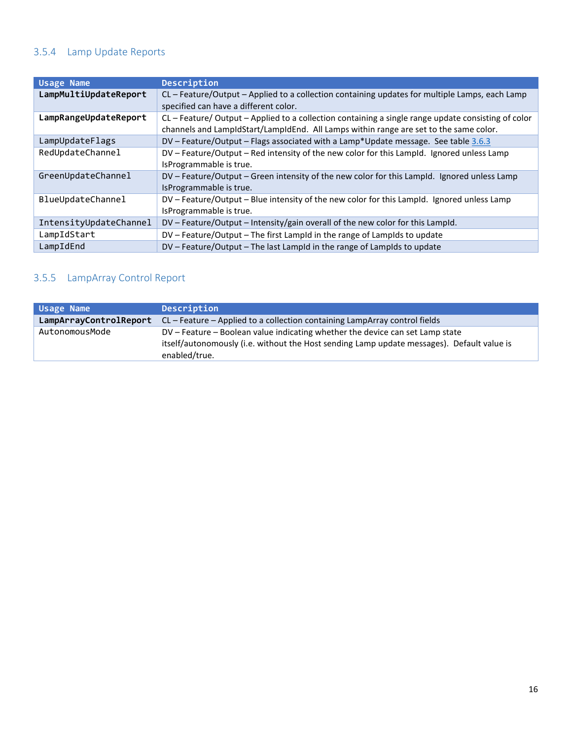### 3.5.4 Lamp Update Reports

| Usage Name | Description |
|---|---|
| **LampMultiUpdateReport** | CL – Feature/Output – Applied to a collection containing updates for multiple Lamps, each Lamp specified can have a different color. |
| **LampRangeUpdateReport** | CL – Feature/ Output – Applied to a collection containing a single range update consisting of color channels and LampIdStart/LampIdEnd. All Lamps within range are set to the same color. |
| LampUpdateFlags | DV – Feature/Output – Flags associated with a Lamp*Update message. See table 3.6.3 |
| RedUpdateChannel | DV – Feature/Output – Red intensity of the new color for this LampId. Ignored unless Lamp IsProgrammable is true. |
| GreenUpdateChannel | DV – Feature/Output – Green intensity of the new color for this LampId. Ignored unless Lamp IsProgrammable is true. |
| BlueUpdateChannel | DV – Feature/Output – Blue intensity of the new color for this LampId. Ignored unless Lamp IsProgrammable is true. |
| IntensityUpdateChannel | DV – Feature/Output – Intensity/gain overall of the new color for this LampId. |
| LampIdStart | DV – Feature/Output – The first LampId in the range of LampIds to update |
| LampIdEnd | DV – Feature/Output – The last LampId in the range of LampIds to update |

### 3.5.5 LampArray Control Report

| Usage Name | Description |
|---|---|
| **LampArrayControlReport** | CL – Feature – Applied to a collection containing LampArray control fields |
| AutonomousMode | DV – Feature – Boolean value indicating whether the device can set Lamp state itself/autonomously (i.e. without the Host sending Lamp update messages). Default value is enabled/true. |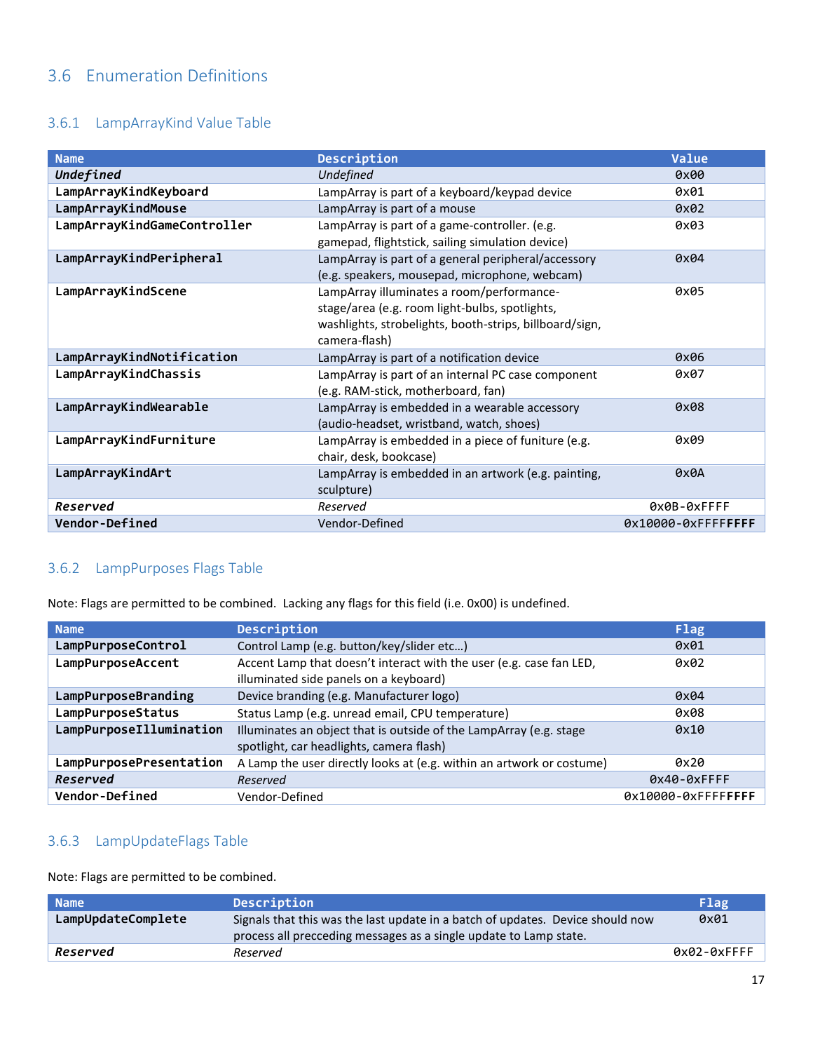## 3.6 Enumeration Definitions

### 3.6.1 LampArrayKind Value Table

| Name | Description | Value |
|---|---|---|
| ***Undefined*** | *Undefined* | 0x00 |
| **LampArrayKindKeyboard** | LampArray is part of a keyboard/keypad device | 0x01 |
| **LampArrayKindMouse** | LampArray is part of a mouse | 0x02 |
| **LampArrayKindGameController** | LampArray is part of a game-controller. (e.g. gamepad, flightstick, sailing simulation device) | 0x03 |
| **LampArrayKindPeripheral** | LampArray is part of a general peripheral/accessory (e.g. speakers, mousepad, microphone, webcam) | 0x04 |
| **LampArrayKindScene** | LampArray illuminates a room/performance-stage/area (e.g. room light-bulbs, spotlights, washlights, strobelights, booth-strips, billboard/sign, camera-flash) | 0x05 |
| **LampArrayKindNotification** | LampArray is part of a notification device | 0x06 |
| **LampArrayKindChassis** | LampArray is part of an internal PC case component (e.g. RAM-stick, motherboard, fan) | 0x07 |
| **LampArrayKindWearable** | LampArray is embedded in a wearable accessory (audio-headset, wristband, watch, shoes) | 0x08 |
| **LampArrayKindFurniture** | LampArray is embedded in a piece of funiture (e.g. chair, desk, bookcase) | 0x09 |
| **LampArrayKindArt** | LampArray is embedded in an artwork (e.g. painting, sculpture) | 0x0A |
| ***Reserved*** | *Reserved* | 0x0B-0xFFFF |
| **Vendor-Defined** | Vendor-Defined | 0x10000-0xFFFFFFFF |

### 3.6.2 LampPurposes Flags Table

Note: Flags are permitted to be combined. Lacking any flags for this field (i.e. 0x00) is undefined.

| Name | Description | Flag |
|---|---|---|
| **LampPurposeControl** | Control Lamp (e.g. button/key/slider etc…) | 0x01 |
| **LampPurposeAccent** | Accent Lamp that doesn't interact with the user (e.g. case fan LED, illuminated side panels on a keyboard) | 0x02 |
| **LampPurposeBranding** | Device branding (e.g. Manufacturer logo) | 0x04 |
| **LampPurposeStatus** | Status Lamp (e.g. unread email, CPU temperature) | 0x08 |
| **LampPurposeIllumination** | Illuminates an object that is outside of the LampArray (e.g. stage spotlight, car headlights, camera flash) | 0x10 |
| **LampPurposePresentation** | A Lamp the user directly looks at (e.g. within an artwork or costume) | 0x20 |
| ***Reserved*** | *Reserved* | 0x40-0xFFFF |
| **Vendor-Defined** | Vendor-Defined | 0x10000-0xFFFFFFFF |

### 3.6.3 LampUpdateFlags Table

Note: Flags are permitted to be combined.

| Name | Description | Flag |
|---|---|---|
| **LampUpdateComplete** | Signals that this was the last update in a batch of updates. Device should now process all precceding messages as a single update to Lamp state. | 0x01 |
| ***Reserved*** | *Reserved* | 0x02-0xFFFF |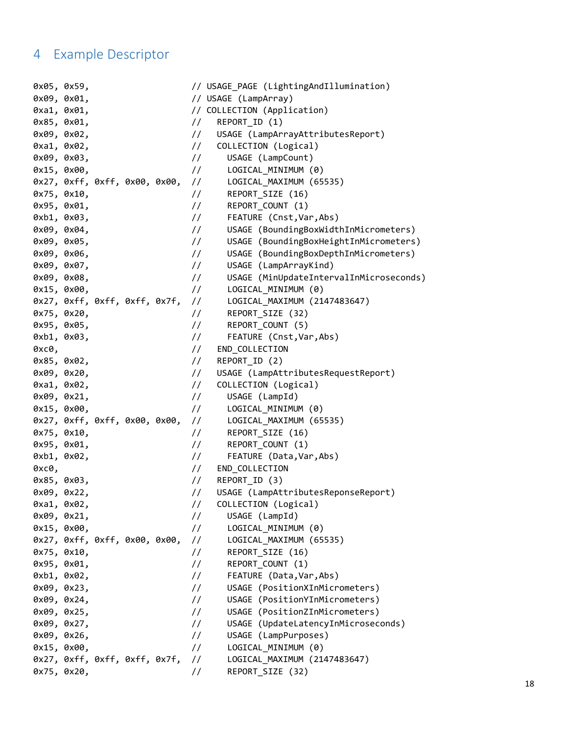# 4 Example Descriptor

```
0x05, 0x59,                    // USAGE_PAGE (LightingAndIllumination)
0x09, 0x01,                    // USAGE (LampArray)
0xa1, 0x01,                    // COLLECTION (Application)
0x85, 0x01,                    //   REPORT_ID (1)
0x09, 0x02,                    //   USAGE (LampArrayAttributesReport)
0xa1, 0x02,                    //   COLLECTION (Logical)
0x09, 0x03,                    //     USAGE (LampCount)
0x15, 0x00,                    //     LOGICAL_MINIMUM (0)
0x27, 0xff, 0xff, 0x00, 0x00,  //     LOGICAL_MAXIMUM (65535)
0x75, 0x10,                    //     REPORT_SIZE (16)
0x95, 0x01,                    //     REPORT_COUNT (1)
0xb1, 0x03,                    //     FEATURE (Cnst,Var,Abs)
0x09, 0x04,                    //     USAGE (BoundingBoxWidthInMicrometers)
0x09, 0x05,                    //     USAGE (BoundingBoxHeightInMicrometers)
0x09, 0x06,                    //     USAGE (BoundingBoxDepthInMicrometers)
0x09, 0x07,                    //     USAGE (LampArrayKind)
0x09, 0x08,                    //     USAGE (MinUpdateIntervalInMicroseconds)
0x15, 0x00,                    //     LOGICAL_MINIMUM (0)
0x27, 0xff, 0xff, 0xff, 0x7f,  //     LOGICAL_MAXIMUM (2147483647)
0x75, 0x20,                    //     REPORT_SIZE (32)
0x95, 0x05,                    //     REPORT_COUNT (5)
0xb1, 0x03,                    //     FEATURE (Cnst,Var,Abs)
0xc0,                          //   END_COLLECTION
0x85, 0x02,                    //   REPORT_ID (2)
0x09, 0x20,                    //   USAGE (LampAttributesRequestReport)
0xa1, 0x02,                    //   COLLECTION (Logical)
0x09, 0x21,                    //     USAGE (LampId)
0x15, 0x00,                    //     LOGICAL_MINIMUM (0)
0x27, 0xff, 0xff, 0x00, 0x00,  //     LOGICAL_MAXIMUM (65535)
0x75, 0x10,                    //     REPORT_SIZE (16)
0x95, 0x01,                    //     REPORT_COUNT (1)
0xb1, 0x02,                    //     FEATURE (Data,Var,Abs)
0xc0,                          //   END_COLLECTION
0x85, 0x03,                    //   REPORT_ID (3)
0x09, 0x22,                    //   USAGE (LampAttributesReponseReport)
0xa1, 0x02,                    //   COLLECTION (Logical)
0x09, 0x21,                    //     USAGE (LampId)
0x15, 0x00,                    //     LOGICAL_MINIMUM (0)
0x27, 0xff, 0xff, 0x00, 0x00,  //     LOGICAL_MAXIMUM (65535)
0x75, 0x10,                    //     REPORT_SIZE (16)
0x95, 0x01,                    //     REPORT_COUNT (1)
0xb1, 0x02,                    //     FEATURE (Data,Var,Abs)
0x09, 0x23,                    //     USAGE (PositionXInMicrometers)
0x09, 0x24,                    //     USAGE (PositionYInMicrometers)
0x09, 0x25,                    //     USAGE (PositionZInMicrometers)
0x09, 0x27,                    //     USAGE (UpdateLatencyInMicroseconds)
0x09, 0x26,                    //     USAGE (LampPurposes)
0x15, 0x00,                    //     LOGICAL_MINIMUM (0)
0x27, 0xff, 0xff, 0xff, 0x7f,  //     LOGICAL_MAXIMUM (2147483647)
0x75, 0x20,                    //     REPORT_SIZE (32)
```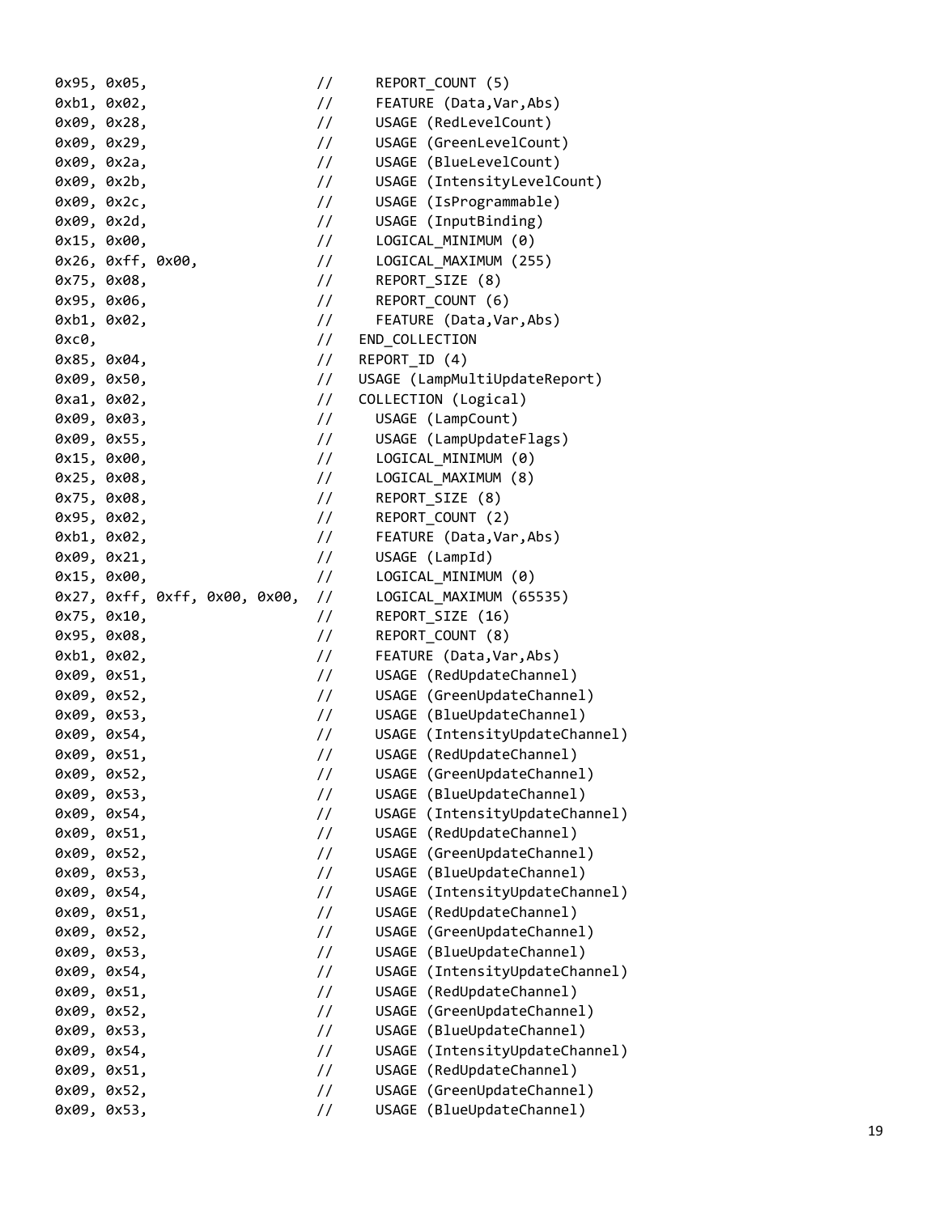```
0x95, 0x05,                    //     REPORT_COUNT (5)
0xb1, 0x02,                    //     FEATURE (Data,Var,Abs)
0x09, 0x28,                    //     USAGE (RedLevelCount)
0x09, 0x29,                    //     USAGE (GreenLevelCount)
0x09, 0x2a,                    //     USAGE (BlueLevelCount)
0x09, 0x2b,                    //     USAGE (IntensityLevelCount)
0x09, 0x2c,                    //     USAGE (IsProgrammable)
0x09, 0x2d,                    //     USAGE (InputBinding)
0x15, 0x00,                    //     LOGICAL_MINIMUM (0)
0x26, 0xff, 0x00,              //     LOGICAL_MAXIMUM (255)
0x75, 0x08,                    //     REPORT_SIZE (8)
0x95, 0x06,                    //     REPORT_COUNT (6)
0xb1, 0x02,                    //     FEATURE (Data,Var,Abs)
0xc0,                          //   END_COLLECTION
0x85, 0x04,                    //   REPORT_ID (4)
0x09, 0x50,                    //   USAGE (LampMultiUpdateReport)
0xa1, 0x02,                    //   COLLECTION (Logical)
0x09, 0x03,                    //     USAGE (LampCount)
0x09, 0x55,                    //     USAGE (LampUpdateFlags)
0x15, 0x00,                    //     LOGICAL_MINIMUM (0)
0x25, 0x08,                    //     LOGICAL_MAXIMUM (8)
0x75, 0x08,                    //     REPORT_SIZE (8)
0x95, 0x02,                    //     REPORT_COUNT (2)
0xb1, 0x02,                    //     FEATURE (Data,Var,Abs)
0x09, 0x21,                    //     USAGE (LampId)
0x15, 0x00,                    //     LOGICAL_MINIMUM (0)
0x27, 0xff, 0xff, 0x00, 0x00,  //     LOGICAL_MAXIMUM (65535)
0x75, 0x10,                    //     REPORT_SIZE (16)
0x95, 0x08,                    //     REPORT_COUNT (8)
0xb1, 0x02,                    //     FEATURE (Data,Var,Abs)
0x09, 0x51,                    //     USAGE (RedUpdateChannel)
0x09, 0x52,                    //     USAGE (GreenUpdateChannel)
0x09, 0x53,                    //     USAGE (BlueUpdateChannel)
0x09, 0x54,                    //     USAGE (IntensityUpdateChannel)
0x09, 0x51,                    //     USAGE (RedUpdateChannel)
0x09, 0x52,                    //     USAGE (GreenUpdateChannel)
0x09, 0x53,                    //     USAGE (BlueUpdateChannel)
0x09, 0x54,                    //     USAGE (IntensityUpdateChannel)
0x09, 0x51,                    //     USAGE (RedUpdateChannel)
0x09, 0x52,                    //     USAGE (GreenUpdateChannel)
0x09, 0x53,                    //     USAGE (BlueUpdateChannel)
0x09, 0x54,                    //     USAGE (IntensityUpdateChannel)
0x09, 0x51,                    //     USAGE (RedUpdateChannel)
0x09, 0x52,                    //     USAGE (GreenUpdateChannel)
0x09, 0x53,                    //     USAGE (BlueUpdateChannel)
0x09, 0x54,                    //     USAGE (IntensityUpdateChannel)
0x09, 0x51,                    //     USAGE (RedUpdateChannel)
0x09, 0x52,                    //     USAGE (GreenUpdateChannel)
0x09, 0x53,                    //     USAGE (BlueUpdateChannel)
0x09, 0x54,                    //     USAGE (IntensityUpdateChannel)
0x09, 0x51,                    //     USAGE (RedUpdateChannel)
0x09, 0x52,                    //     USAGE (GreenUpdateChannel)
0x09, 0x53,                    //     USAGE (BlueUpdateChannel)
```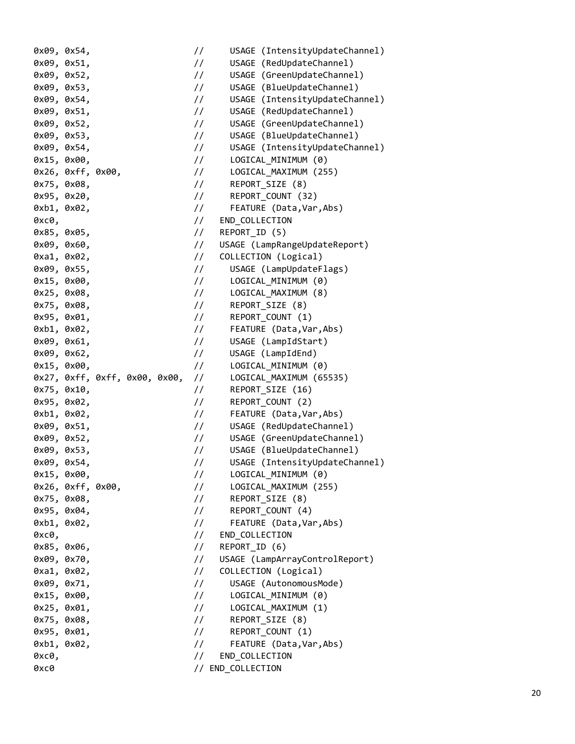```
0x09, 0x54,                    //     USAGE (IntensityUpdateChannel)
0x09, 0x51,                    //     USAGE (RedUpdateChannel)
0x09, 0x52,                    //     USAGE (GreenUpdateChannel)
0x09, 0x53,                    //     USAGE (BlueUpdateChannel)
0x09, 0x54,                    //     USAGE (IntensityUpdateChannel)
0x09, 0x51,                    //     USAGE (RedUpdateChannel)
0x09, 0x52,                    //     USAGE (GreenUpdateChannel)
0x09, 0x53,                    //     USAGE (BlueUpdateChannel)
0x09, 0x54,                    //     USAGE (IntensityUpdateChannel)
0x15, 0x00,                    //     LOGICAL_MINIMUM (0)
0x26, 0xff, 0x00,              //     LOGICAL_MAXIMUM (255)
0x75, 0x08,                    //     REPORT_SIZE (8)
0x95, 0x20,                    //     REPORT_COUNT (32)
0xb1, 0x02,                    //     FEATURE (Data,Var,Abs)
0xc0,                          //   END_COLLECTION
0x85, 0x05,                    //   REPORT_ID (5)
0x09, 0x60,                    //   USAGE (LampRangeUpdateReport)
0xa1, 0x02,                    //   COLLECTION (Logical)
0x09, 0x55,                    //     USAGE (LampUpdateFlags)
0x15, 0x00,                    //     LOGICAL_MINIMUM (0)
0x25, 0x08,                    //     LOGICAL_MAXIMUM (8)
0x75, 0x08,                    //     REPORT_SIZE (8)
0x95, 0x01,                    //     REPORT_COUNT (1)
0xb1, 0x02,                    //     FEATURE (Data,Var,Abs)
0x09, 0x61,                    //     USAGE (LampIdStart)
0x09, 0x62,                    //     USAGE (LampIdEnd)
0x15, 0x00,                    //     LOGICAL_MINIMUM (0)
0x27, 0xff, 0xff, 0x00, 0x00,  //     LOGICAL_MAXIMUM (65535)
0x75, 0x10,                    //     REPORT_SIZE (16)
0x95, 0x02,                    //     REPORT_COUNT (2)
0xb1, 0x02,                    //     FEATURE (Data,Var,Abs)
0x09, 0x51,                    //     USAGE (RedUpdateChannel)
0x09, 0x52,                    //     USAGE (GreenUpdateChannel)
0x09, 0x53,                    //     USAGE (BlueUpdateChannel)
0x09, 0x54,                    //     USAGE (IntensityUpdateChannel)
0x15, 0x00,                    //     LOGICAL_MINIMUM (0)
0x26, 0xff, 0x00,              //     LOGICAL_MAXIMUM (255)
0x75, 0x08,                    //     REPORT_SIZE (8)
0x95, 0x04,                    //     REPORT_COUNT (4)
0xb1, 0x02,                    //     FEATURE (Data,Var,Abs)
0xc0,                          //   END_COLLECTION
0x85, 0x06,                    //   REPORT_ID (6)
0x09, 0x70,                    //   USAGE (LampArrayControlReport)
0xa1, 0x02,                    //   COLLECTION (Logical)
0x09, 0x71,                    //     USAGE (AutonomousMode)
0x15, 0x00,                    //     LOGICAL_MINIMUM (0)
0x25, 0x01,                    //     LOGICAL_MAXIMUM (1)
0x75, 0x08,                    //     REPORT_SIZE (8)
0x95, 0x01,                    //     REPORT_COUNT (1)
0xb1, 0x02,                    //     FEATURE (Data,Var,Abs)
0xc0,                          //   END_COLLECTION
0xc0                           // END_COLLECTION
```